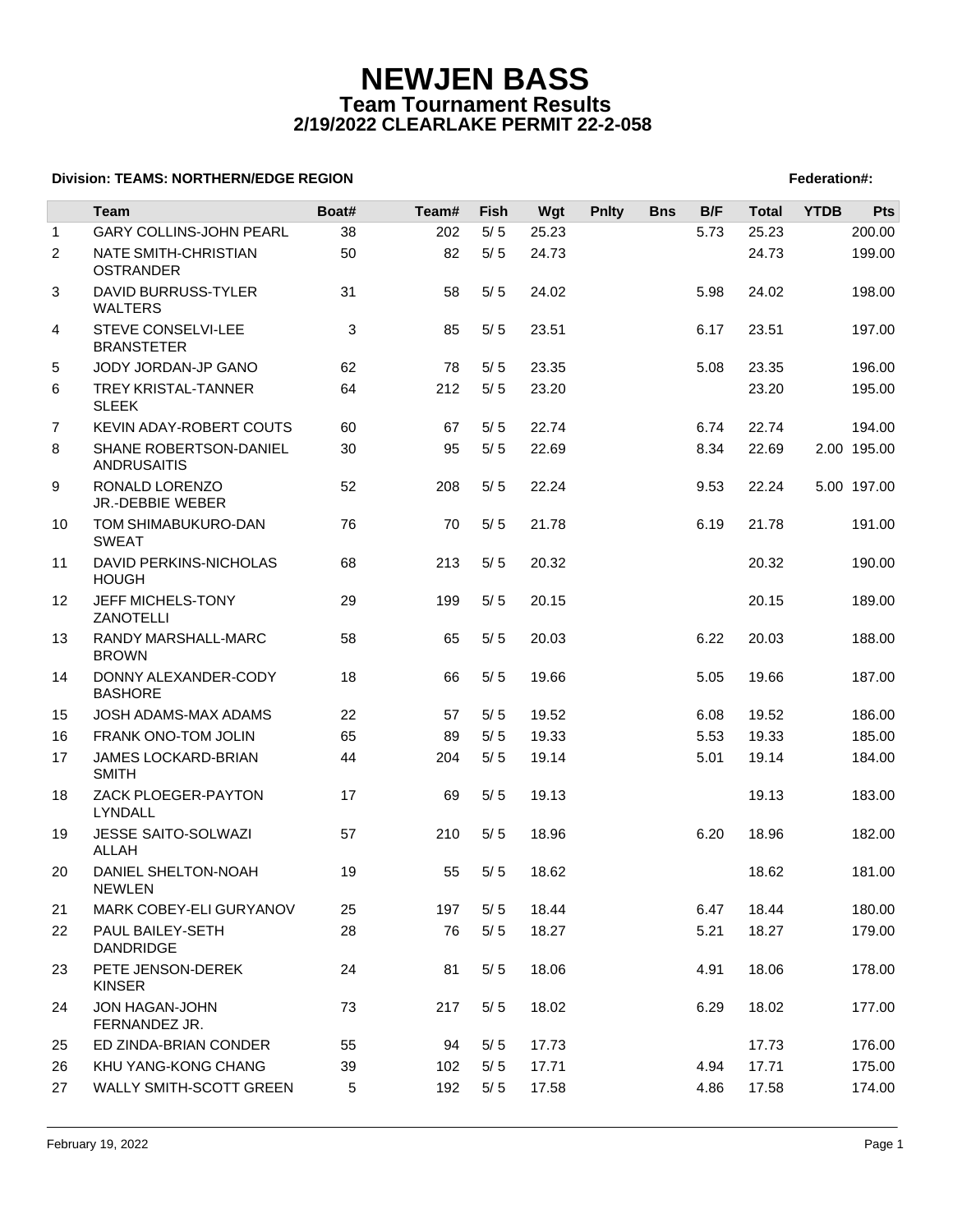# NEWJEN BASS

## Team Tournament Results

## 2/19/2022 CLEARLAKE PERMIT 22-2-058

**Division: TEAMS: NORTHERN/EDGE REGION** **Federation#:**

| | Team | Boat# | Team# | Fish | Wgt | Pnlty | Bns | B/F | Total | YTDB | Pts |
|---|---|---|---|---|---|---|---|---|---|---|---|
| 1 | GARY COLLINS-JOHN PEARL | 38 | 202 | 5/ 5 | 25.23 | | | 5.73 | 25.23 | | 200.00 |
| 2 | NATE SMITH-CHRISTIAN OSTRANDER | 50 | 82 | 5/ 5 | 24.73 | | | | 24.73 | | 199.00 |
| 3 | DAVID BURRUSS-TYLER WALTERS | 31 | 58 | 5/ 5 | 24.02 | | | 5.98 | 24.02 | | 198.00 |
| 4 | STEVE CONSELVI-LEE BRANSTETER | 3 | 85 | 5/ 5 | 23.51 | | | 6.17 | 23.51 | | 197.00 |
| 5 | JODY JORDAN-JP GANO | 62 | 78 | 5/ 5 | 23.35 | | | 5.08 | 23.35 | | 196.00 |
| 6 | TREY KRISTAL-TANNER SLEEK | 64 | 212 | 5/ 5 | 23.20 | | | | 23.20 | | 195.00 |
| 7 | KEVIN ADAY-ROBERT COUTS | 60 | 67 | 5/ 5 | 22.74 | | | 6.74 | 22.74 | | 194.00 |
| 8 | SHANE ROBERTSON-DANIEL ANDRUSAITIS | 30 | 95 | 5/ 5 | 22.69 | | | 8.34 | 22.69 | 2.00 | 195.00 |
| 9 | RONALD LORENZO JR.-DEBBIE WEBER | 52 | 208 | 5/ 5 | 22.24 | | | 9.53 | 22.24 | 5.00 | 197.00 |
| 10 | TOM SHIMABUKURO-DAN SWEAT | 76 | 70 | 5/ 5 | 21.78 | | | 6.19 | 21.78 | | 191.00 |
| 11 | DAVID PERKINS-NICHOLAS HOUGH | 68 | 213 | 5/ 5 | 20.32 | | | | 20.32 | | 190.00 |
| 12 | JEFF MICHELS-TONY ZANOTELLI | 29 | 199 | 5/ 5 | 20.15 | | | | 20.15 | | 189.00 |
| 13 | RANDY MARSHALL-MARC BROWN | 58 | 65 | 5/ 5 | 20.03 | | | 6.22 | 20.03 | | 188.00 |
| 14 | DONNY ALEXANDER-CODY BASHORE | 18 | 66 | 5/ 5 | 19.66 | | | 5.05 | 19.66 | | 187.00 |
| 15 | JOSH ADAMS-MAX ADAMS | 22 | 57 | 5/ 5 | 19.52 | | | 6.08 | 19.52 | | 186.00 |
| 16 | FRANK ONO-TOM JOLIN | 65 | 89 | 5/ 5 | 19.33 | | | 5.53 | 19.33 | | 185.00 |
| 17 | JAMES LOCKARD-BRIAN SMITH | 44 | 204 | 5/ 5 | 19.14 | | | 5.01 | 19.14 | | 184.00 |
| 18 | ZACK PLOEGER-PAYTON LYNDALL | 17 | 69 | 5/ 5 | 19.13 | | | | 19.13 | | 183.00 |
| 19 | JESSE SAITO-SOLWAZI ALLAH | 57 | 210 | 5/ 5 | 18.96 | | | 6.20 | 18.96 | | 182.00 |
| 20 | DANIEL SHELTON-NOAH NEWLEN | 19 | 55 | 5/ 5 | 18.62 | | | | 18.62 | | 181.00 |
| 21 | MARK COBEY-ELI GURYANOV | 25 | 197 | 5/ 5 | 18.44 | | | 6.47 | 18.44 | | 180.00 |
| 22 | PAUL BAILEY-SETH DANDRIDGE | 28 | 76 | 5/ 5 | 18.27 | | | 5.21 | 18.27 | | 179.00 |
| 23 | PETE JENSON-DEREK KINSER | 24 | 81 | 5/ 5 | 18.06 | | | 4.91 | 18.06 | | 178.00 |
| 24 | JON HAGAN-JOHN FERNANDEZ JR. | 73 | 217 | 5/ 5 | 18.02 | | | 6.29 | 18.02 | | 177.00 |
| 25 | ED ZINDA-BRIAN CONDER | 55 | 94 | 5/ 5 | 17.73 | | | | 17.73 | | 176.00 |
| 26 | KHU YANG-KONG CHANG | 39 | 102 | 5/ 5 | 17.71 | | | 4.94 | 17.71 | | 175.00 |
| 27 | WALLY SMITH-SCOTT GREEN | 5 | 192 | 5/ 5 | 17.58 | | | 4.86 | 17.58 | | 174.00 |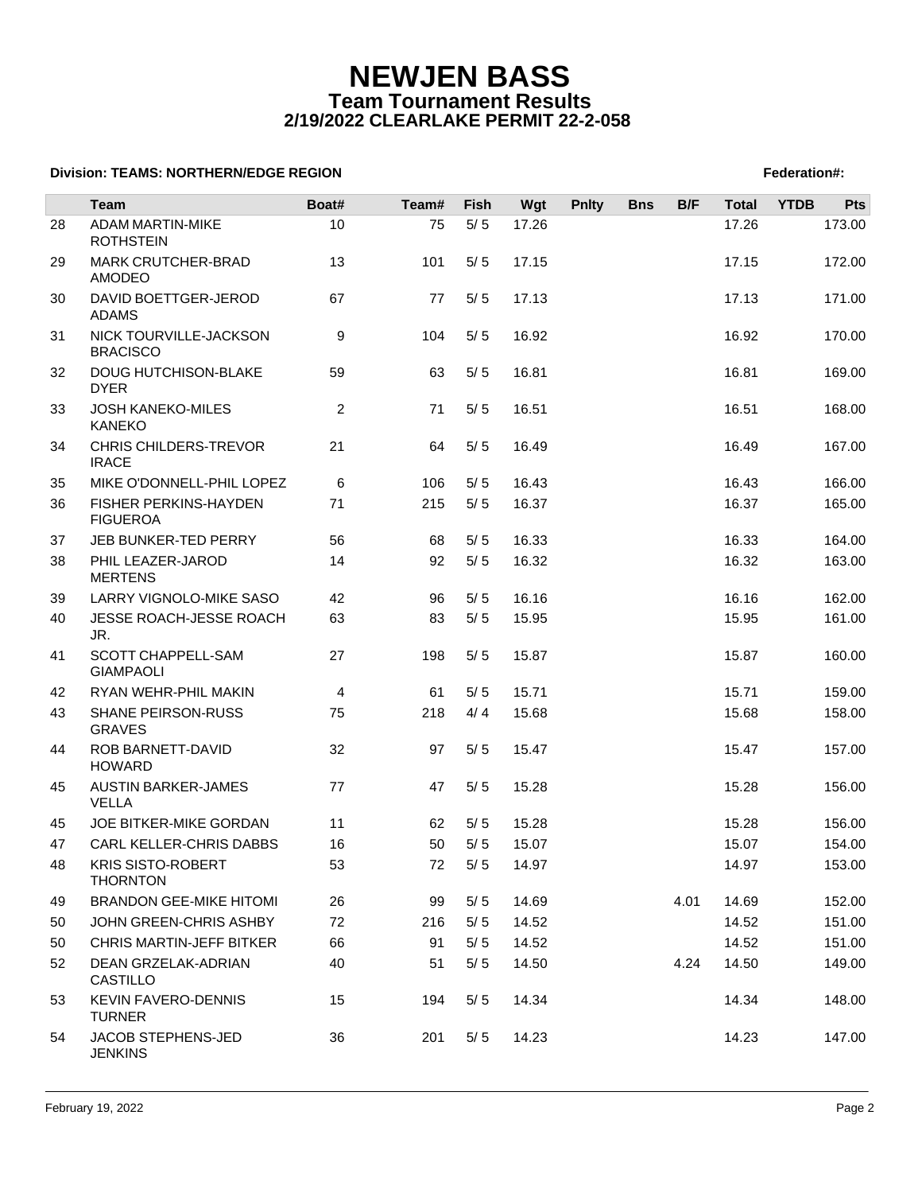# NEWJEN BASS

## Team Tournament Results

## 2/19/2022 CLEARLAKE PERMIT 22-2-058

**Division: TEAMS: NORTHERN/EDGE REGION** **Federation#:**

| | Team | Boat# | Team# | Fish | Wgt | Pnlty | Bns | B/F | Total | YTDB | Pts |
|---|---|---|---|---|---|---|---|---|---|---|---|
| 28 | ADAM MARTIN-MIKE ROTHSTEIN | 10 | 75 | 5/ 5 | 17.26 | | | | 17.26 | | 173.00 |
| 29 | MARK CRUTCHER-BRAD AMODEO | 13 | 101 | 5/ 5 | 17.15 | | | | 17.15 | | 172.00 |
| 30 | DAVID BOETTGER-JEROD ADAMS | 67 | 77 | 5/ 5 | 17.13 | | | | 17.13 | | 171.00 |
| 31 | NICK TOURVILLE-JACKSON BRACISCO | 9 | 104 | 5/ 5 | 16.92 | | | | 16.92 | | 170.00 |
| 32 | DOUG HUTCHISON-BLAKE DYER | 59 | 63 | 5/ 5 | 16.81 | | | | 16.81 | | 169.00 |
| 33 | JOSH KANEKO-MILES KANEKO | 2 | 71 | 5/ 5 | 16.51 | | | | 16.51 | | 168.00 |
| 34 | CHRIS CHILDERS-TREVOR IRACE | 21 | 64 | 5/ 5 | 16.49 | | | | 16.49 | | 167.00 |
| 35 | MIKE O'DONNELL-PHIL LOPEZ | 6 | 106 | 5/ 5 | 16.43 | | | | 16.43 | | 166.00 |
| 36 | FISHER PERKINS-HAYDEN FIGUEROA | 71 | 215 | 5/ 5 | 16.37 | | | | 16.37 | | 165.00 |
| 37 | JEB BUNKER-TED PERRY | 56 | 68 | 5/ 5 | 16.33 | | | | 16.33 | | 164.00 |
| 38 | PHIL LEAZER-JAROD MERTENS | 14 | 92 | 5/ 5 | 16.32 | | | | 16.32 | | 163.00 |
| 39 | LARRY VIGNOLO-MIKE SASO | 42 | 96 | 5/ 5 | 16.16 | | | | 16.16 | | 162.00 |
| 40 | JESSE ROACH-JESSE ROACH JR. | 63 | 83 | 5/ 5 | 15.95 | | | | 15.95 | | 161.00 |
| 41 | SCOTT CHAPPELL-SAM GIAMPAOLI | 27 | 198 | 5/ 5 | 15.87 | | | | 15.87 | | 160.00 |
| 42 | RYAN WEHR-PHIL MAKIN | 4 | 61 | 5/ 5 | 15.71 | | | | 15.71 | | 159.00 |
| 43 | SHANE PEIRSON-RUSS GRAVES | 75 | 218 | 4/ 4 | 15.68 | | | | 15.68 | | 158.00 |
| 44 | ROB BARNETT-DAVID HOWARD | 32 | 97 | 5/ 5 | 15.47 | | | | 15.47 | | 157.00 |
| 45 | AUSTIN BARKER-JAMES VELLA | 77 | 47 | 5/ 5 | 15.28 | | | | 15.28 | | 156.00 |
| 45 | JOE BITKER-MIKE GORDAN | 11 | 62 | 5/ 5 | 15.28 | | | | 15.28 | | 156.00 |
| 47 | CARL KELLER-CHRIS DABBS | 16 | 50 | 5/ 5 | 15.07 | | | | 15.07 | | 154.00 |
| 48 | KRIS SISTO-ROBERT THORNTON | 53 | 72 | 5/ 5 | 14.97 | | | | 14.97 | | 153.00 |
| 49 | BRANDON GEE-MIKE HITOMI | 26 | 99 | 5/ 5 | 14.69 | | | 4.01 | 14.69 | | 152.00 |
| 50 | JOHN GREEN-CHRIS ASHBY | 72 | 216 | 5/ 5 | 14.52 | | | | 14.52 | | 151.00 |
| 50 | CHRIS MARTIN-JEFF BITKER | 66 | 91 | 5/ 5 | 14.52 | | | | 14.52 | | 151.00 |
| 52 | DEAN GRZELAK-ADRIAN CASTILLO | 40 | 51 | 5/ 5 | 14.50 | | | 4.24 | 14.50 | | 149.00 |
| 53 | KEVIN FAVERO-DENNIS TURNER | 15 | 194 | 5/ 5 | 14.34 | | | | 14.34 | | 148.00 |
| 54 | JACOB STEPHENS-JED JENKINS | 36 | 201 | 5/ 5 | 14.23 | | | | 14.23 | | 147.00 |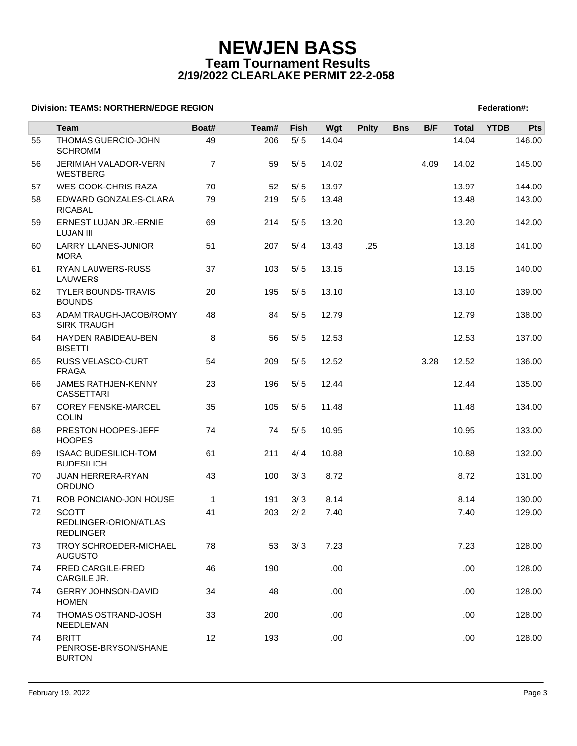# NEWJEN BASS

## Team Tournament Results

## 2/19/2022 CLEARLAKE PERMIT 22-2-058

**Division: TEAMS: NORTHERN/EDGE REGION** **Federation#:**

| | Team | Boat# | Team# | Fish | Wgt | Pnlty | Bns | B/F | Total | YTDB | Pts |
|---|---|---|---|---|---|---|---|---|---|---|---|
| 55 | THOMAS GUERCIO-JOHN SCHROMM | 49 | 206 | 5/ 5 | 14.04 | | | | 14.04 | | 146.00 |
| 56 | JERIMIAH VALADOR-VERN WESTBERG | 7 | 59 | 5/ 5 | 14.02 | | | 4.09 | 14.02 | | 145.00 |
| 57 | WES COOK-CHRIS RAZA | 70 | 52 | 5/ 5 | 13.97 | | | | 13.97 | | 144.00 |
| 58 | EDWARD GONZALES-CLARA RICABAL | 79 | 219 | 5/ 5 | 13.48 | | | | 13.48 | | 143.00 |
| 59 | ERNEST LUJAN JR.-ERNIE LUJAN III | 69 | 214 | 5/ 5 | 13.20 | | | | 13.20 | | 142.00 |
| 60 | LARRY LLANES-JUNIOR MORA | 51 | 207 | 5/ 4 | 13.43 | .25 | | | 13.18 | | 141.00 |
| 61 | RYAN LAUWERS-RUSS LAUWERS | 37 | 103 | 5/ 5 | 13.15 | | | | 13.15 | | 140.00 |
| 62 | TYLER BOUNDS-TRAVIS BOUNDS | 20 | 195 | 5/ 5 | 13.10 | | | | 13.10 | | 139.00 |
| 63 | ADAM TRAUGH-JACOB/ROMY SIRK TRAUGH | 48 | 84 | 5/ 5 | 12.79 | | | | 12.79 | | 138.00 |
| 64 | HAYDEN RABIDEAU-BEN BISETTI | 8 | 56 | 5/ 5 | 12.53 | | | | 12.53 | | 137.00 |
| 65 | RUSS VELASCO-CURT FRAGA | 54 | 209 | 5/ 5 | 12.52 | | | 3.28 | 12.52 | | 136.00 |
| 66 | JAMES RATHJEN-KENNY CASSETTARI | 23 | 196 | 5/ 5 | 12.44 | | | | 12.44 | | 135.00 |
| 67 | COREY FENSKE-MARCEL COLIN | 35 | 105 | 5/ 5 | 11.48 | | | | 11.48 | | 134.00 |
| 68 | PRESTON HOOPES-JEFF HOOPES | 74 | 74 | 5/ 5 | 10.95 | | | | 10.95 | | 133.00 |
| 69 | ISAAC BUDESILICH-TOM BUDESILICH | 61 | 211 | 4/ 4 | 10.88 | | | | 10.88 | | 132.00 |
| 70 | JUAN HERRERA-RYAN ORDUNO | 43 | 100 | 3/ 3 | 8.72 | | | | 8.72 | | 131.00 |
| 71 | ROB PONCIANO-JON HOUSE | 1 | 191 | 3/ 3 | 8.14 | | | | 8.14 | | 130.00 |
| 72 | SCOTT REDLINGER-ORION/ATLAS REDLINGER | 41 | 203 | 2/ 2 | 7.40 | | | | 7.40 | | 129.00 |
| 73 | TROY SCHROEDER-MICHAEL AUGUSTO | 78 | 53 | 3/ 3 | 7.23 | | | | 7.23 | | 128.00 |
| 74 | FRED CARGILE-FRED CARGILE JR. | 46 | 190 | | .00 | | | | .00 | | 128.00 |
| 74 | GERRY JOHNSON-DAVID HOMEN | 34 | 48 | | .00 | | | | .00 | | 128.00 |
| 74 | THOMAS OSTRAND-JOSH NEEDLEMAN | 33 | 200 | | .00 | | | | .00 | | 128.00 |
| 74 | BRITT PENROSE-BRYSON/SHANE BURTON | 12 | 193 | | .00 | | | | .00 | | 128.00 |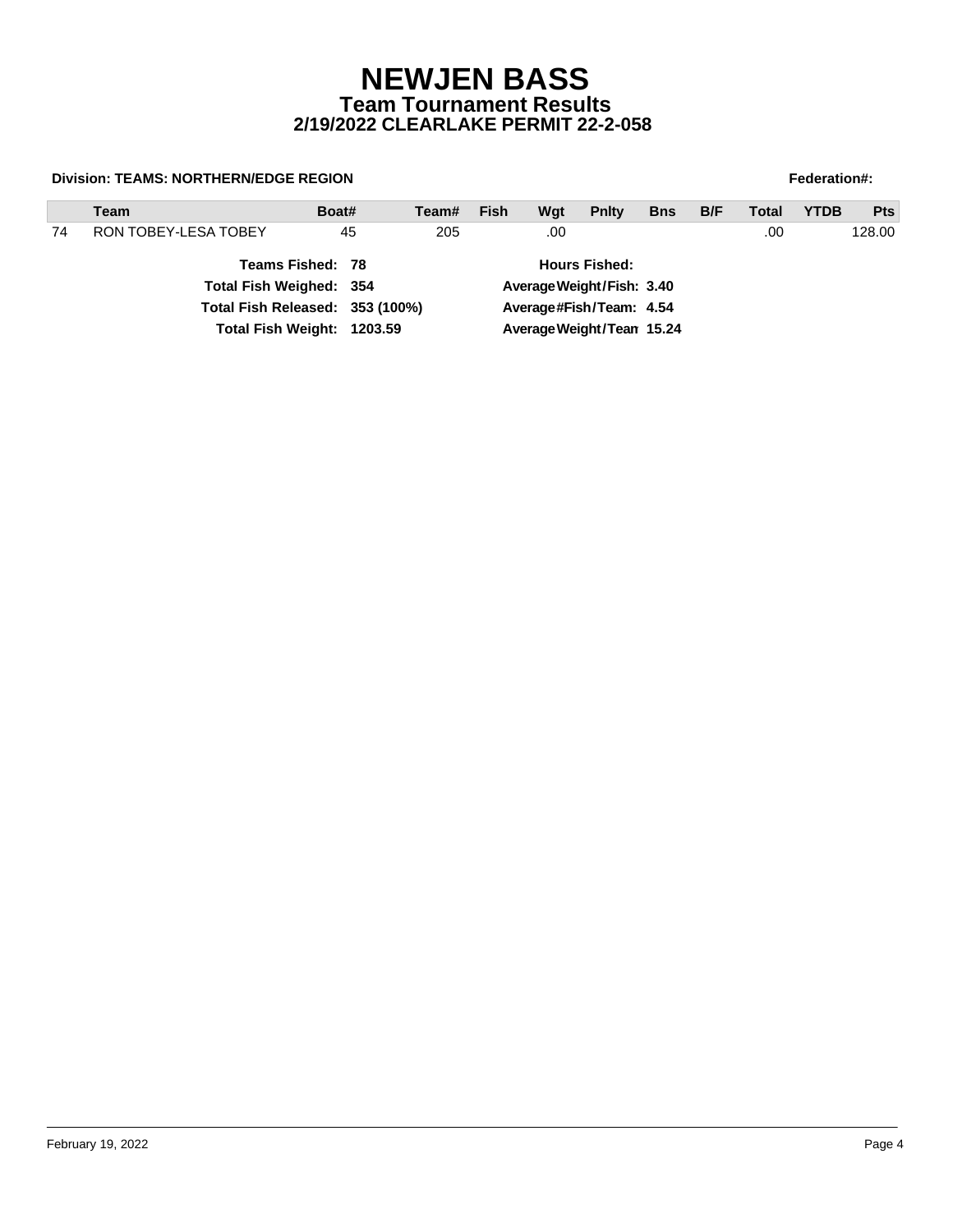# NEWJEN BASS

## Team Tournament Results

## 2/19/2022 CLEARLAKE PERMIT 22-2-058

**Division: TEAMS: NORTHERN/EDGE REGION** **Federation#:**

| | Team | Boat# | Team# | Fish | Wgt | Pnlty | Bns | B/F | Total | YTDB | Pts |
|---|---|---|---|---|---|---|---|---|---|---|---|
| 74 | RON TOBEY-LESA TOBEY | 45 | 205 | | .00 | | | | .00 | | 128.00 |

| | | | |
|---|---|---|---|
| **Teams Fished:** | **78** | **Hours Fished:** | |
| **Total Fish Weighed:** | **354** | **Average Weight/Fish:** | **3.40** |
| **Total Fish Released:** | **353 (100%)** | **Average#Fish/Team:** | **4.54** |
| **Total Fish Weight:** | **1203.59** | **Average Weight/Tean** | **15.24** |